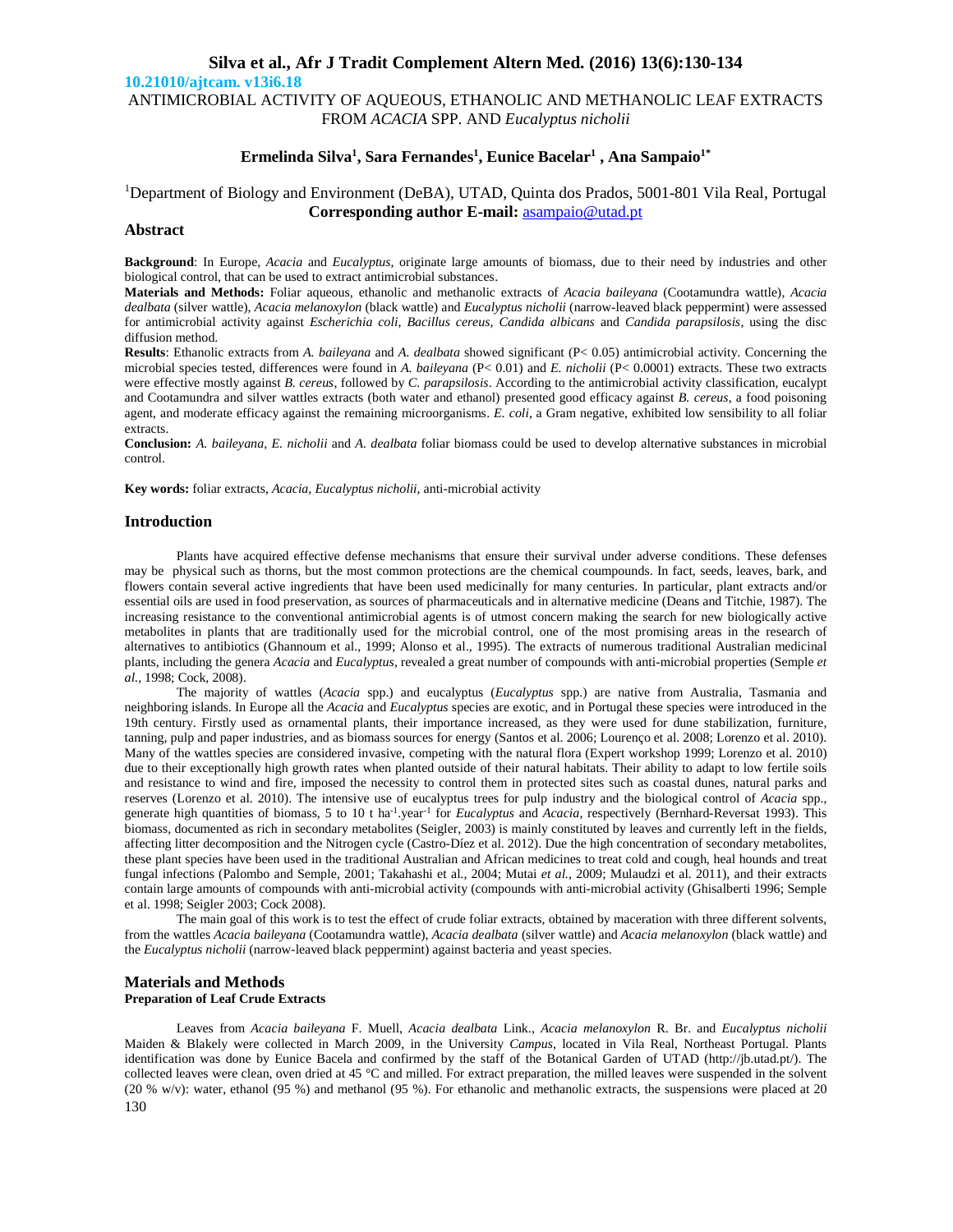10.21010/ajtcam. v13i6.18

# ANTIMICROBIAL ACTIVITY OF AQUEOUS, ETHANOLIC AND METHANOLIC LEAF EXTRACTS FROM *ACACIA* SPP. AND *Eucalyptus nicholii*

**Ermelinda Silva[1], Sara Fernandes[1], Eunice Bacelar[1] , Ana Sampaio[1*]**

[1]Department of Biology and Environment (DeBA), UTAD, Quinta dos Prados, 5001-801 Vila Real, Portugal
**Corresponding author E-mail:** asampaio@utad.pt

## Abstract

**Background**: In Europe, *Acacia* and *Eucalyptus*, originate large amounts of biomass, due to their need by industries and other biological control, that can be used to extract antimicrobial substances.

**Materials and Methods:** Foliar aqueous, ethanolic and methanolic extracts of *Acacia baileyana* (Cootamundra wattle), *Acacia dealbata* (silver wattle), *Acacia melanoxylon* (black wattle) and *Eucalyptus nicholii* (narrow-leaved black peppermint) were assessed for antimicrobial activity against *Escherichia coli*, *Bacillus cereus*, *Candida albicans* and *Candida parapsilosis*, using the disc diffusion method.

**Results**: Ethanolic extracts from *A. baileyana* and *A. dealbata* showed significant (P< 0.05) antimicrobial activity. Concerning the microbial species tested, differences were found in *A. baileyana* (P< 0.01) and *E. nicholii* (P< 0.0001) extracts. These two extracts were effective mostly against *B. cereus*, followed by *C. parapsilosis*. According to the antimicrobial activity classification, eucalypt and Cootamundra and silver wattles extracts (both water and ethanol) presented good efficacy against *B. cereus*, a food poisoning agent, and moderate efficacy against the remaining microorganisms. *E. coli*, a Gram negative, exhibited low sensibility to all foliar extracts.

**Conclusion:** *A. baileyana*, *E. nicholii* and *A. dealbata* foliar biomass could be used to develop alternative substances in microbial control.

**Key words:** foliar extracts, *Acacia*, *Eucalyptus nicholii*, anti-microbial activity

## Introduction

Plants have acquired effective defense mechanisms that ensure their survival under adverse conditions. These defenses may be physical such as thorns, but the most common protections are the chemical coumpounds. In fact, seeds, leaves, bark, and flowers contain several active ingredients that have been used medicinally for many centuries. In particular, plant extracts and/or essential oils are used in food preservation, as sources of pharmaceuticals and in alternative medicine (Deans and Titchie, 1987). The increasing resistance to the conventional antimicrobial agents is of utmost concern making the search for new biologically active metabolites in plants that are traditionally used for the microbial control, one of the most promising areas in the research of alternatives to antibiotics (Ghannoum et al., 1999; Alonso et al., 1995). The extracts of numerous traditional Australian medicinal plants, including the genera *Acacia* and *Eucalyptus*, revealed a great number of compounds with anti-microbial properties (Semple *et al.*, 1998; Cock, 2008).

The majority of wattles (*Acacia* spp.) and eucalyptus (*Eucalyptus* spp.) are native from Australia, Tasmania and neighboring islands. In Europe all the *Acacia* and *Eucalyptus* species are exotic, and in Portugal these species were introduced in the 19th century. Firstly used as ornamental plants, their importance increased, as they were used for dune stabilization, furniture, tanning, pulp and paper industries, and as biomass sources for energy (Santos et al. 2006; Lourenço et al. 2008; Lorenzo et al. 2010). Many of the wattles species are considered invasive, competing with the natural flora (Expert workshop 1999; Lorenzo et al. 2010) due to their exceptionally high growth rates when planted outside of their natural habitats. Their ability to adapt to low fertile soils and resistance to wind and fire, imposed the necessity to control them in protected sites such as coastal dunes, natural parks and reserves (Lorenzo et al. 2010). The intensive use of eucalyptus trees for pulp industry and the biological control of *Acacia* spp., generate high quantities of biomass, 5 to 10 t $ha^{-1}.year^{-1}$ for *Eucalyptus* and *Acacia*, respectively (Bernhard-Reversat 1993). This biomass, documented as rich in secondary metabolites (Seigler, 2003) is mainly constituted by leaves and currently left in the fields, affecting litter decomposition and the Nitrogen cycle (Castro-Díez et al. 2012). Due the high concentration of secondary metabolites, these plant species have been used in the traditional Australian and African medicines to treat cold and cough, heal hounds and treat fungal infections (Palombo and Semple, 2001; Takahashi et al., 2004; Mutai *et al.*, 2009; Mulaudzi et al. 2011), and their extracts contain large amounts of compounds with anti-microbial activity (compounds with anti-microbial activity (Ghisalberti 1996; Semple et al. 1998; Seigler 2003; Cock 2008).

The main goal of this work is to test the effect of crude foliar extracts, obtained by maceration with three different solvents, from the wattles *Acacia baileyana* (Cootamundra wattle), *Acacia dealbata* (silver wattle) and *Acacia melanoxylon* (black wattle) and the *Eucalyptus nicholii* (narrow-leaved black peppermint) against bacteria and yeast species.

## Materials and Methods

### Preparation of Leaf Crude Extracts

Leaves from *Acacia baileyana* F. Muell, *Acacia dealbata* Link., *Acacia melanoxylon* R. Br. and *Eucalyptus nicholii* Maiden & Blakely were collected in March 2009, in the University *Campus*, located in Vila Real, Northeast Portugal. Plants identification was done by Eunice Bacela and confirmed by the staff of the Botanical Garden of UTAD (http://jb.utad.pt/). The collected leaves were clean, oven dried at 45 °C and milled. For extract preparation, the milled leaves were suspended in the solvent (20 % w/v): water, ethanol (95 %) and methanol (95 %). For ethanolic and methanolic extracts, the suspensions were placed at 20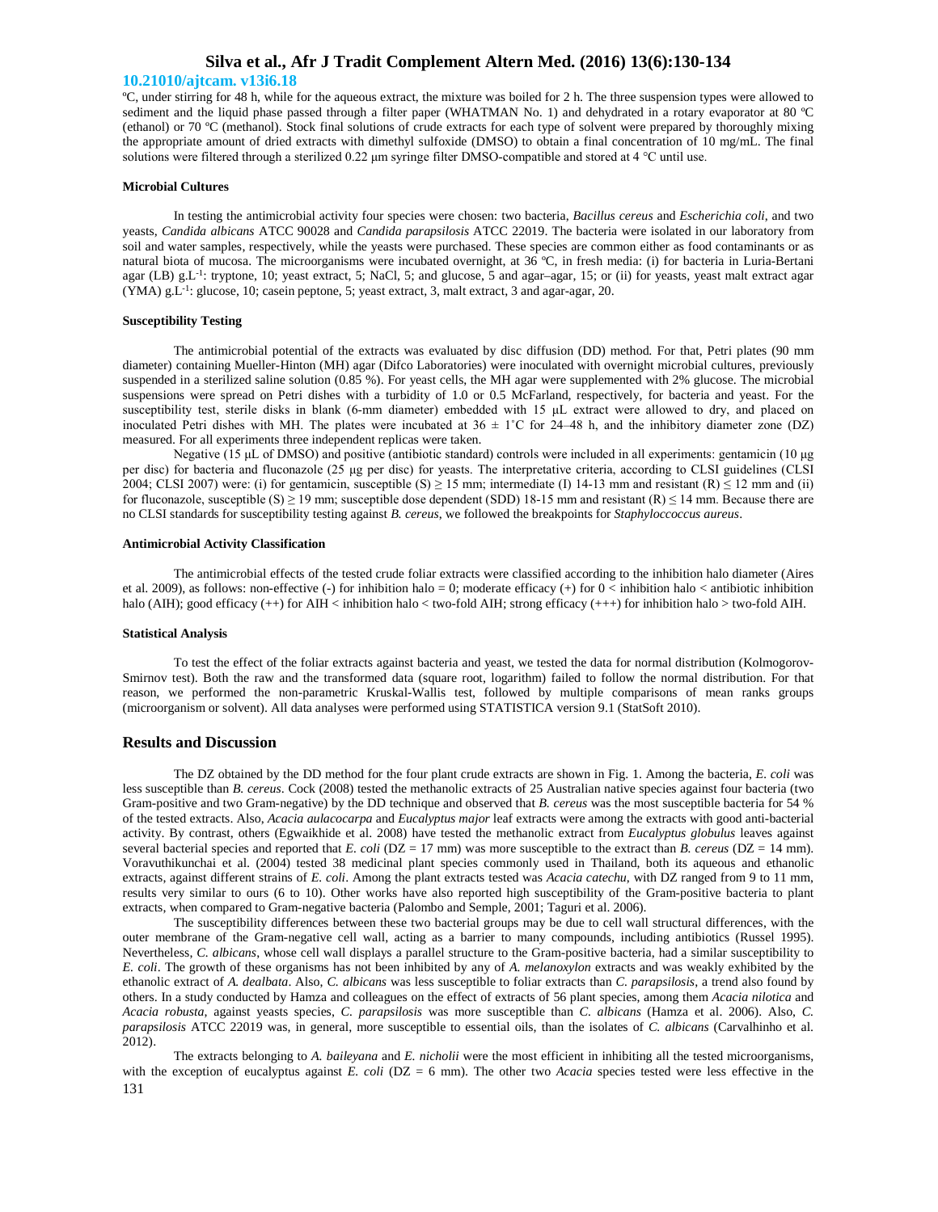ºC, under stirring for 48 h, while for the aqueous extract, the mixture was boiled for 2 h. The three suspension types were allowed to sediment and the liquid phase passed through a filter paper (WHATMAN No. 1) and dehydrated in a rotary evaporator at 80 ºC (ethanol) or 70 ºC (methanol). Stock final solutions of crude extracts for each type of solvent were prepared by thoroughly mixing the appropriate amount of dried extracts with dimethyl sulfoxide (DMSO) to obtain a final concentration of 10 mg/mL. The final solutions were filtered through a sterilized 0.22 µm syringe filter DMSO-compatible and stored at 4 °C until use.

#### Microbial Cultures

In testing the antimicrobial activity four species were chosen: two bacteria, *Bacillus cereus* and *Escherichia coli*, and two yeasts, *Candida albicans* ATCC 90028 and *Candida parapsilosis* ATCC 22019. The bacteria were isolated in our laboratory from soil and water samples, respectively, while the yeasts were purchased. These species are common either as food contaminants or as natural biota of mucosa. The microorganisms were incubated overnight, at 36 ºC, in fresh media: (i) for bacteria in Luria-Bertani agar (LB) g.L$^{-1}$: tryptone, 10; yeast extract, 5; NaCl, 5; and glucose, 5 and agar–agar, 15; or (ii) for yeasts, yeast malt extract agar (YMA) g.L$^{-1}$: glucose, 10; casein peptone, 5; yeast extract, 3, malt extract, 3 and agar-agar, 20.

#### Susceptibility Testing

The antimicrobial potential of the extracts was evaluated by disc diffusion (DD) method. For that, Petri plates (90 mm diameter) containing Mueller-Hinton (MH) agar (Difco Laboratories) were inoculated with overnight microbial cultures, previously suspended in a sterilized saline solution (0.85 %). For yeast cells, the MH agar were supplemented with 2% glucose. The microbial suspensions were spread on Petri dishes with a turbidity of 1.0 or 0.5 McFarland, respectively, for bacteria and yeast. For the susceptibility test, sterile disks in blank (6-mm diameter) embedded with 15 µL extract were allowed to dry, and placed on inoculated Petri dishes with MH. The plates were incubated at 36 ± 1˚C for 24–48 h, and the inhibitory diameter zone (DZ) measured. For all experiments three independent replicas were taken.

Negative (15 µL of DMSO) and positive (antibiotic standard) controls were included in all experiments: gentamicin (10 µg per disc) for bacteria and fluconazole (25 µg per disc) for yeasts. The interpretative criteria, according to CLSI guidelines (CLSI 2004; CLSI 2007) were: (i) for gentamicin, susceptible (S) ≥ 15 mm; intermediate (I) 14-13 mm and resistant (R) ≤ 12 mm and (ii) for fluconazole, susceptible (S) ≥ 19 mm; susceptible dose dependent (SDD) 18-15 mm and resistant (R) ≤ 14 mm. Because there are no CLSI standards for susceptibility testing against *B. cereus*, we followed the breakpoints for *Staphyloccoccus aureus*.

#### Antimicrobial Activity Classification

The antimicrobial effects of the tested crude foliar extracts were classified according to the inhibition halo diameter (Aires et al. 2009), as follows: non-effective (-) for inhibition halo = 0; moderate efficacy (+) for 0 < inhibition halo < antibiotic inhibition halo (AIH); good efficacy (++) for AIH < inhibition halo < two-fold AIH; strong efficacy (+++) for inhibition halo > two-fold AIH.

#### Statistical Analysis

To test the effect of the foliar extracts against bacteria and yeast, we tested the data for normal distribution (Kolmogorov-Smirnov test). Both the raw and the transformed data (square root, logarithm) failed to follow the normal distribution. For that reason, we performed the non-parametric Kruskal-Wallis test, followed by multiple comparisons of mean ranks groups (microorganism or solvent). All data analyses were performed using STATISTICA version 9.1 (StatSoft 2010).

### Results and Discussion

The DZ obtained by the DD method for the four plant crude extracts are shown in Fig. 1. Among the bacteria, *E. coli* was less susceptible than *B. cereus*. Cock (2008) tested the methanolic extracts of 25 Australian native species against four bacteria (two Gram-positive and two Gram-negative) by the DD technique and observed that *B. cereus* was the most susceptible bacteria for 54 % of the tested extracts. Also, *Acacia aulacocarpa* and *Eucalyptus major* leaf extracts were among the extracts with good anti-bacterial activity. By contrast, others (Egwaikhide et al. 2008) have tested the methanolic extract from *Eucalyptus globulus* leaves against several bacterial species and reported that *E. coli* (DZ = 17 mm) was more susceptible to the extract than *B. cereus* (DZ = 14 mm). Voravuthikunchai et al. (2004) tested 38 medicinal plant species commonly used in Thailand, both its aqueous and ethanolic extracts, against different strains of *E. coli*. Among the plant extracts tested was *Acacia catechu*, with DZ ranged from 9 to 11 mm, results very similar to ours (6 to 10). Other works have also reported high susceptibility of the Gram-positive bacteria to plant extracts, when compared to Gram-negative bacteria (Palombo and Semple, 2001; Taguri et al. 2006).

The susceptibility differences between these two bacterial groups may be due to cell wall structural differences, with the outer membrane of the Gram-negative cell wall, acting as a barrier to many compounds, including antibiotics (Russel 1995). Nevertheless, *C. albicans*, whose cell wall displays a parallel structure to the Gram-positive bacteria, had a similar susceptibility to *E. coli*. The growth of these organisms has not been inhibited by any of *A. melanoxylon* extracts and was weakly exhibited by the ethanolic extract of *A. dealbata*. Also, *C. albicans* was less susceptible to foliar extracts than *C. parapsilosis*, a trend also found by others. In a study conducted by Hamza and colleagues on the effect of extracts of 56 plant species, among them *Acacia nilotica* and *Acacia robusta*, against yeasts species, *C. parapsilosis* was more susceptible than *C. albicans* (Hamza et al. 2006). Also, *C. parapsilosis* ATCC 22019 was, in general, more susceptible to essential oils, than the isolates of *C. albicans* (Carvalhinho et al. 2012).

The extracts belonging to *A. baileyana* and *E. nicholii* were the most efficient in inhibiting all the tested microorganisms, with the exception of eucalyptus against *E. coli* (DZ = 6 mm). The other two *Acacia* species tested were less effective in the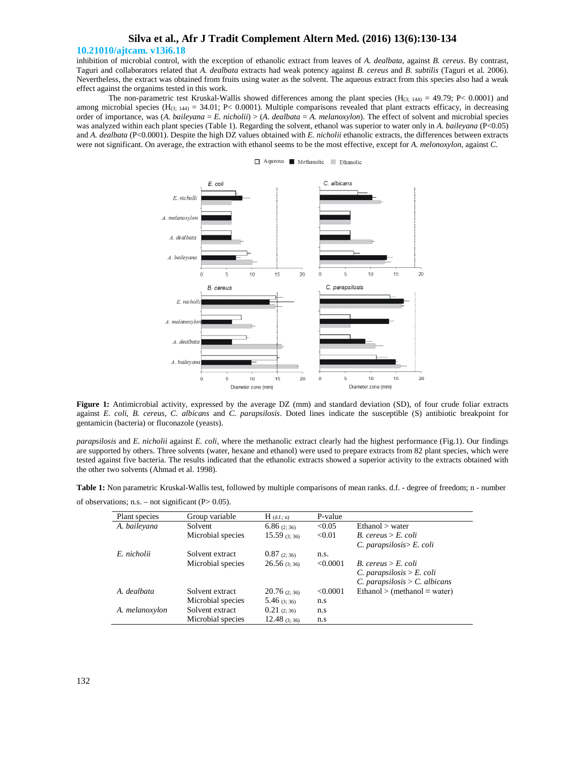inhibition of microbial control, with the exception of ethanolic extract from leaves of *A. dealbata*, against *B. cereus*. By contrast, Taguri and collaborators related that *A. dealbata* extracts had weak potency against *B. cereus* and *B. subtilis* (Taguri et al. 2006). Nevertheless, the extract was obtained from fruits using water as the solvent. The aqueous extract from this species also had a weak effect against the organims tested in this work.

The non-parametric test Kruskal-Wallis showed differences among the plant species ($H_{(3;\ 144)} = 49.79$; $P < 0.0001$) and among microbial species ($H_{(3;\ 144)} = 34.01$; $P < 0.0001$). Multiple comparisons revealed that plant extracts efficacy, in decreasing order of importance, was (*A. baileyana* = *E. nicholii*) > (*A. dealbata* = *A. melanoxylon*). The effect of solvent and microbial species was analyzed within each plant species (Table 1). Regarding the solvent, ethanol was superior to water only in *A. baileyana* ($P<0.05$) and *A. dealbata* ($P<0.0001$). Despite the high DZ values obtained with *E. nicholii* ethanolic extracts, the differences between extracts were not significant. On average, the extraction with ethanol seems to be the most effective, except for *A. melonoxylon*, against *C. parapsilosis* and *E. nicholii* against *E. coli*, where the methanolic extract clearly had the highest performance (Fig.1). Our findings are supported by others. Three solvents (water, hexane and ethanol) were used to prepare extracts from 82 plant species, which were tested against five bacteria. The results indicated that the ethanolic extracts showed a superior activity to the extracts obtained with the other two solvents (Ahmad et al. 1998).

**Figure 1:** Antimicrobial activity, expressed by the average DZ (mm) and standard deviation (SD), of four crude foliar extracts against *E. coli*, *B. cereus*, *C. albicans* and *C. parapsilosis*. Doted lines indicate the susceptible (S) antibiotic breakpoint for gentamicin (bacteria) or fluconazole (yeasts).

**Table 1:** Non parametric Kruskal-Wallis test, followed by multiple comparisons of mean ranks. d.f. - degree of freedom; n - number of observations; n.s. – not significant (P> 0.05).

| Plant species | Group variable | H (d.f.; n) | P-value | |
|---|---|---|---|---|
| *A. baileyana* | Solvent | 6.86 (2; 36) | <0.05 | Ethanol > water |
| | Microbial species | 15.59 (3; 36) | <0.01 | *B. cereus* > *E. coli* |
| | | | | *C. parapsilosis*> *E. coli* |
| *E. nicholii* | Solvent extract | 0.87 (2; 36) | n.s. | |
| | Microbial species | 26.56 (3; 36) | <0.0001 | *B. cereus* > *E. coli* |
| | | | | *C. parapsilosis* > *E. coli* |
| | | | | *C. parapsilosis* > *C. albicans* |
| *A. dealbata* | Solvent extract | 20.76 (2; 36) | <0.0001 | Ethanol > (methanol ≡ water) |
| | Microbial species | 5.46 (3; 36) | n.s | |
| *A. melanoxylon* | Solvent extract | 0.21 (2; 36) | n.s | |
| | Microbial species | 12.48 (3; 36) | n.s | |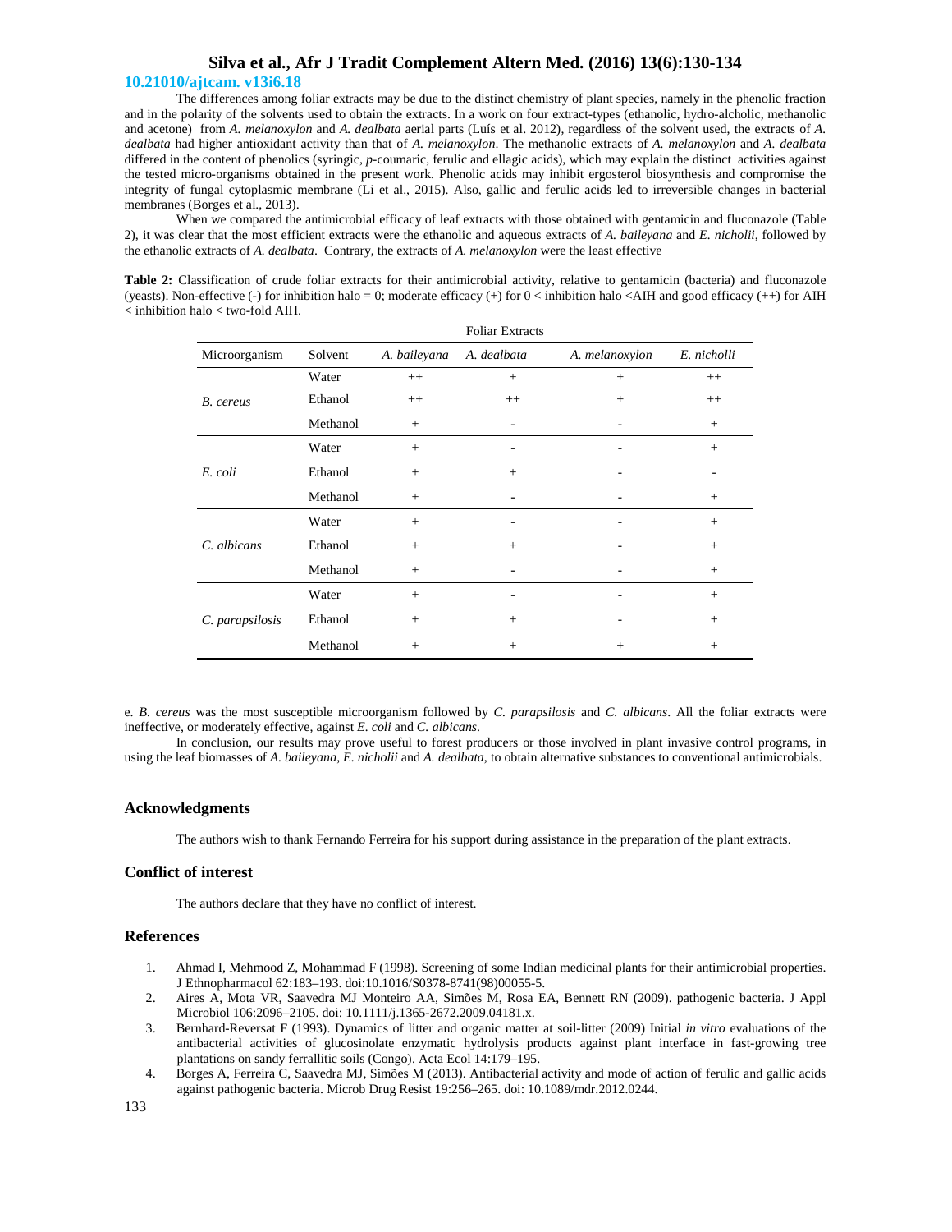The differences among foliar extracts may be due to the distinct chemistry of plant species, namely in the phenolic fraction and in the polarity of the solvents used to obtain the extracts. In a work on four extract-types (ethanolic, hydro-alcholic, methanolic and acetone) from *A. melanoxylon* and *A. dealbata* aerial parts (Luís et al. 2012), regardless of the solvent used, the extracts of *A. dealbata* had higher antioxidant activity than that of *A. melanoxylon*. The methanolic extracts of *A. melanoxylon* and *A. dealbata* differed in the content of phenolics (syringic, *p*-coumaric, ferulic and ellagic acids), which may explain the distinct activities against the tested micro-organisms obtained in the present work. Phenolic acids may inhibit ergosterol biosynthesis and compromise the integrity of fungal cytoplasmic membrane (Li et al., 2015). Also, gallic and ferulic acids led to irreversible changes in bacterial membranes (Borges et al., 2013).

When we compared the antimicrobial efficacy of leaf extracts with those obtained with gentamicin and fluconazole (Table 2), it was clear that the most efficient extracts were the ethanolic and aqueous extracts of *A. baileyana* and *E. nicholii*, followed by the ethanolic extracts of *A. dealbata*. Contrary, the extracts of *A. melanoxylon* were the least effective

**Table 2:** Classification of crude foliar extracts for their antimicrobial activity, relative to gentamicin (bacteria) and fluconazole (yeasts). Non-effective (-) for inhibition halo = 0; moderate efficacy (+) for 0 < inhibition halo <AIH and good efficacy (++) for AIH < inhibition halo < two-fold AIH.

| | | Foliar Extracts | | | |
|---|---|---|---|---|---|
| Microorganism | Solvent | *A. baileyana* | *A. dealbata* | *A. melanoxylon* | *E. nicholli* |
| *B. cereus* | Water | ++ | + | + | ++ |
| | Ethanol | ++ | ++ | + | ++ |
| | Methanol | + | - | - | + |
| *E. coli* | Water | + | - | - | + |
| | Ethanol | + | + | - | - |
| | Methanol | + | - | - | + |
| *C. albicans* | Water | + | - | - | + |
| | Ethanol | + | + | - | + |
| | Methanol | + | - | - | + |
| *C. parapsilosis* | Water | + | - | - | + |
| | Ethanol | + | + | - | + |
| | Methanol | + | + | + | + |

e. *B. cereus* was the most susceptible microorganism followed by *C. parapsilosis* and *C. albicans*. All the foliar extracts were ineffective, or moderately effective, against *E. coli* and *C. albicans*.

In conclusion, our results may prove useful to forest producers or those involved in plant invasive control programs, in using the leaf biomasses of *A. baileyana*, *E. nicholii* and *A. dealbata*, to obtain alternative substances to conventional antimicrobials.

## Acknowledgments

The authors wish to thank Fernando Ferreira for his support during assistance in the preparation of the plant extracts.

## Conflict of interest

The authors declare that they have no conflict of interest.

## References

1. Ahmad I, Mehmood Z, Mohammad F (1998). Screening of some Indian medicinal plants for their antimicrobial properties. J Ethnopharmacol 62:183–193. doi:10.1016/S0378-8741(98)00055-5.
2. Aires A, Mota VR, Saavedra MJ Monteiro AA, Simões M, Rosa EA, Bennett RN (2009). pathogenic bacteria. J Appl Microbiol 106:2096–2105. doi: 10.1111/j.1365-2672.2009.04181.x.
3. Bernhard-Reversat F (1993). Dynamics of litter and organic matter at soil-litter (2009) Initial *in vitro* evaluations of the antibacterial activities of glucosinolate enzymatic hydrolysis products against plant interface in fast-growing tree plantations on sandy ferrallitic soils (Congo). Acta Ecol 14:179–195.
4. Borges A, Ferreira C, Saavedra MJ, Simões M (2013). Antibacterial activity and mode of action of ferulic and gallic acids against pathogenic bacteria. Microb Drug Resist 19:256–265. doi: 10.1089/mdr.2012.0244.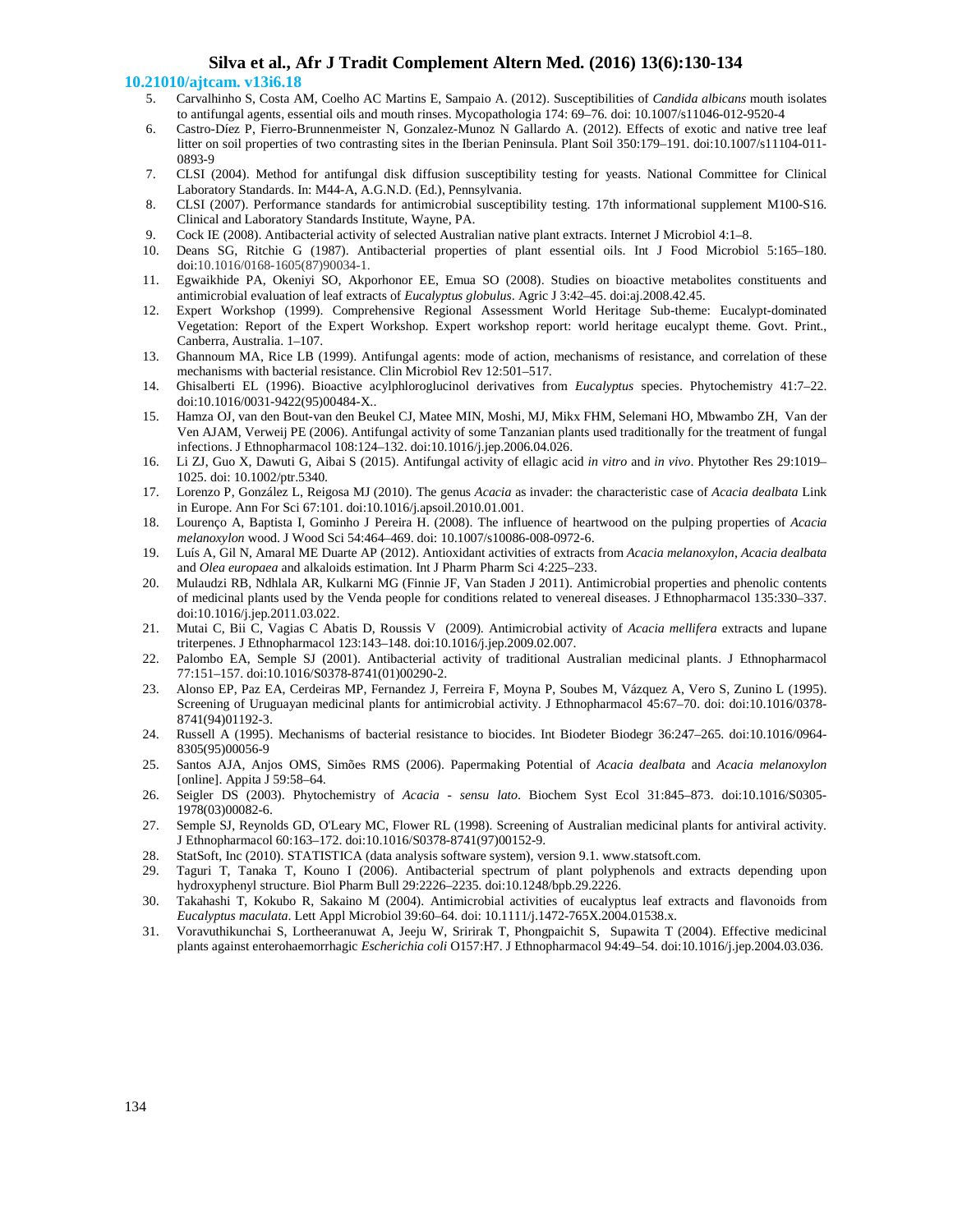5. Carvalhinho S, Costa AM, Coelho AC Martins E, Sampaio A. (2012). Susceptibilities of *Candida albicans* mouth isolates to antifungal agents, essential oils and mouth rinses. Mycopathologia 174: 69–76. doi: 10.1007/s11046-012-9520-4
6. Castro-Díez P, Fierro-Brunnenmeister N, Gonzalez-Munoz N Gallardo A. (2012). Effects of exotic and native tree leaf litter on soil properties of two contrasting sites in the Iberian Peninsula. Plant Soil 350:179–191. doi:10.1007/s11104-011-0893-9
7. CLSI (2004). Method for antifungal disk diffusion susceptibility testing for yeasts. National Committee for Clinical Laboratory Standards. In: M44-A, A.G.N.D. (Ed.), Pennsylvania.
8. CLSI (2007). Performance standards for antimicrobial susceptibility testing. 17th informational supplement M100-S16. Clinical and Laboratory Standards Institute, Wayne, PA.
9. Cock IE (2008). Antibacterial activity of selected Australian native plant extracts. Internet J Microbiol 4:1–8.
10. Deans SG, Ritchie G (1987). Antibacterial properties of plant essential oils. Int J Food Microbiol 5:165–180. doi:10.1016/0168-1605(87)90034-1.
11. Egwaikhide PA, Okeniyi SO, Akporhonor EE, Emua SO (2008). Studies on bioactive metabolites constituents and antimicrobial evaluation of leaf extracts of *Eucalyptus globulus*. Agric J 3:42–45. doi:aj.2008.42.45.
12. Expert Workshop (1999). Comprehensive Regional Assessment World Heritage Sub-theme: Eucalypt-dominated Vegetation: Report of the Expert Workshop. Expert workshop report: world heritage eucalypt theme. Govt. Print., Canberra, Australia. 1–107.
13. Ghannoum MA, Rice LB (1999). Antifungal agents: mode of action, mechanisms of resistance, and correlation of these mechanisms with bacterial resistance. Clin Microbiol Rev 12:501–517.
14. Ghisalberti EL (1996). Bioactive acylphloroglucinol derivatives from *Eucalyptus* species. Phytochemistry 41:7–22. doi:10.1016/0031-9422(95)00484-X..
15. Hamza OJ, van den Bout-van den Beukel CJ, Matee MIN, Moshi, MJ, Mikx FHM, Selemani HO, Mbwambo ZH, Van der Ven AJAM, Verweij PE (2006). Antifungal activity of some Tanzanian plants used traditionally for the treatment of fungal infections. J Ethnopharmacol 108:124–132. doi:10.1016/j.jep.2006.04.026.
16. Li ZJ, Guo X, Dawuti G, Aibai S (2015). Antifungal activity of ellagic acid *in vitro* and *in vivo*. Phytother Res 29:1019–1025. doi: 10.1002/ptr.5340.
17. Lorenzo P, González L, Reigosa MJ (2010). The genus *Acacia* as invader: the characteristic case of *Acacia dealbata* Link in Europe. Ann For Sci 67:101. doi:10.1016/j.apsoil.2010.01.001.
18. Lourenço A, Baptista I, Gominho J Pereira H. (2008). The influence of heartwood on the pulping properties of *Acacia melanoxylon* wood. J Wood Sci 54:464–469. doi: 10.1007/s10086-008-0972-6.
19. Luís A, Gil N, Amaral ME Duarte AP (2012). Antioxidant activities of extracts from *Acacia melanoxylon*, *Acacia dealbata* and *Olea europaea* and alkaloids estimation. Int J Pharm Pharm Sci 4:225–233.
20. Mulaudzi RB, Ndhlala AR, Kulkarni MG (Finnie JF, Van Staden J 2011). Antimicrobial properties and phenolic contents of medicinal plants used by the Venda people for conditions related to venereal diseases. J Ethnopharmacol 135:330–337. doi:10.1016/j.jep.2011.03.022.
21. Mutai C, Bii C, Vagias C Abatis D, Roussis V (2009). Antimicrobial activity of *Acacia mellifera* extracts and lupane triterpenes. J Ethnopharmacol 123:143–148. doi:10.1016/j.jep.2009.02.007.
22. Palombo EA, Semple SJ (2001). Antibacterial activity of traditional Australian medicinal plants. J Ethnopharmacol 77:151–157. doi:10.1016/S0378-8741(01)00290-2.
23. Alonso EP, Paz EA, Cerdeiras MP, Fernandez J, Ferreira F, Moyna P, Soubes M, Vázquez A, Vero S, Zunino L (1995). Screening of Uruguayan medicinal plants for antimicrobial activity. J Ethnopharmacol 45:67–70. doi: doi:10.1016/0378-8741(94)01192-3.
24. Russell A (1995). Mechanisms of bacterial resistance to biocides. Int Biodeter Biodegr 36:247–265. doi:10.1016/0964-8305(95)00056-9
25. Santos AJA, Anjos OMS, Simões RMS (2006). Papermaking Potential of *Acacia dealbata* and *Acacia melanoxylon* [online]. Appita J 59:58–64.
26. Seigler DS (2003). Phytochemistry of *Acacia - sensu lato*. Biochem Syst Ecol 31:845–873. doi:10.1016/S0305-1978(03)00082-6.
27. Semple SJ, Reynolds GD, O'Leary MC, Flower RL (1998). Screening of Australian medicinal plants for antiviral activity. J Ethnopharmacol 60:163–172. doi:10.1016/S0378-8741(97)00152-9.
28. StatSoft, Inc (2010). STATISTICA (data analysis software system), version 9.1. www.statsoft.com.
29. Taguri T, Tanaka T, Kouno I (2006). Antibacterial spectrum of plant polyphenols and extracts depending upon hydroxyphenyl structure. Biol Pharm Bull 29:2226–2235. doi:10.1248/bpb.29.2226.
30. Takahashi T, Kokubo R, Sakaino M (2004). Antimicrobial activities of eucalyptus leaf extracts and flavonoids from *Eucalyptus maculata*. Lett Appl Microbiol 39:60–64. doi: 10.1111/j.1472-765X.2004.01538.x.
31. Voravuthikunchai S, Lortheeranuwat A, Jeeju W, Sririrak T, Phongpaichit S, Supawita T (2004). Effective medicinal plants against enterohaemorrhagic *Escherichia coli* O157:H7. J Ethnopharmacol 94:49–54. doi:10.1016/j.jep.2004.03.036.